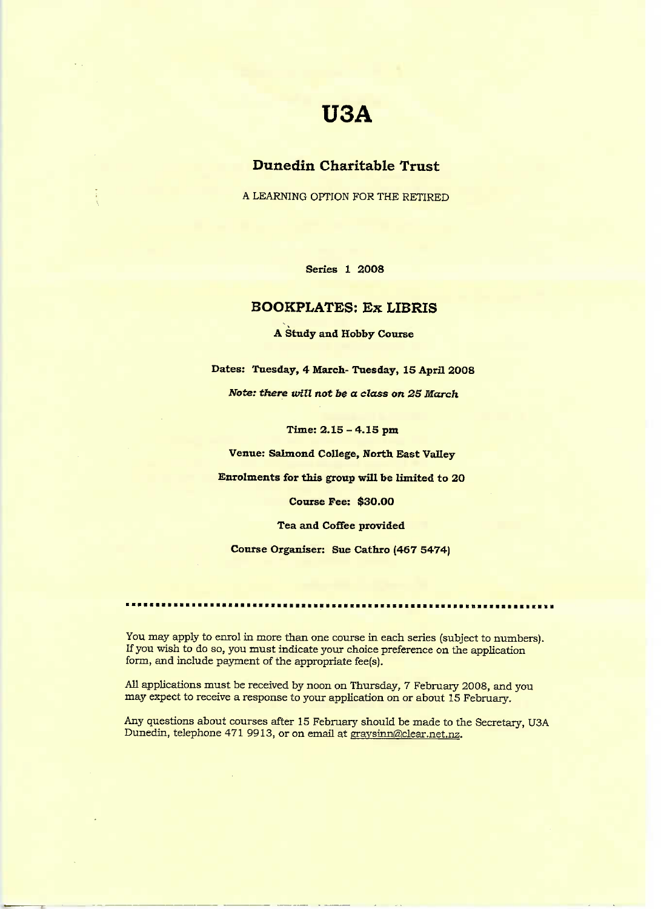# U3A

## Dunedin Charitable Trust

A LEARNING OPTION FOR THE RETIRED

**Series 1 2008**

## BOOKPLATES: Ex LIBRIS

**A Study and Hobby Course**

**Dates: Tuesday, 4 March- Tuesday, 15 April 2008**

***Note: there will not be a class on 25 March***

**Time: 2.15 – 4.15 pm**

**Venue: Salmond College, North East Valley**

**Enrolments for this group will be limited to 20**

**Course Fee: $30.00**

**Tea and Coffee provided**

**Course Organiser: Sue Cathro (467 5474)**

---

You may apply to enrol in more than one course in each series (subject to numbers). If you wish to do so, you must indicate your choice preference on the application form, and include payment of the appropriate fee(s).

All applications must be received by noon on Thursday, 7 February 2008, and you may expect to receive a response to your application on or about 15 February.

Any questions about courses after 15 February should be made to the Secretary, U3A Dunedin, telephone 471 9913, or on email at graysinn@clear.net.nz.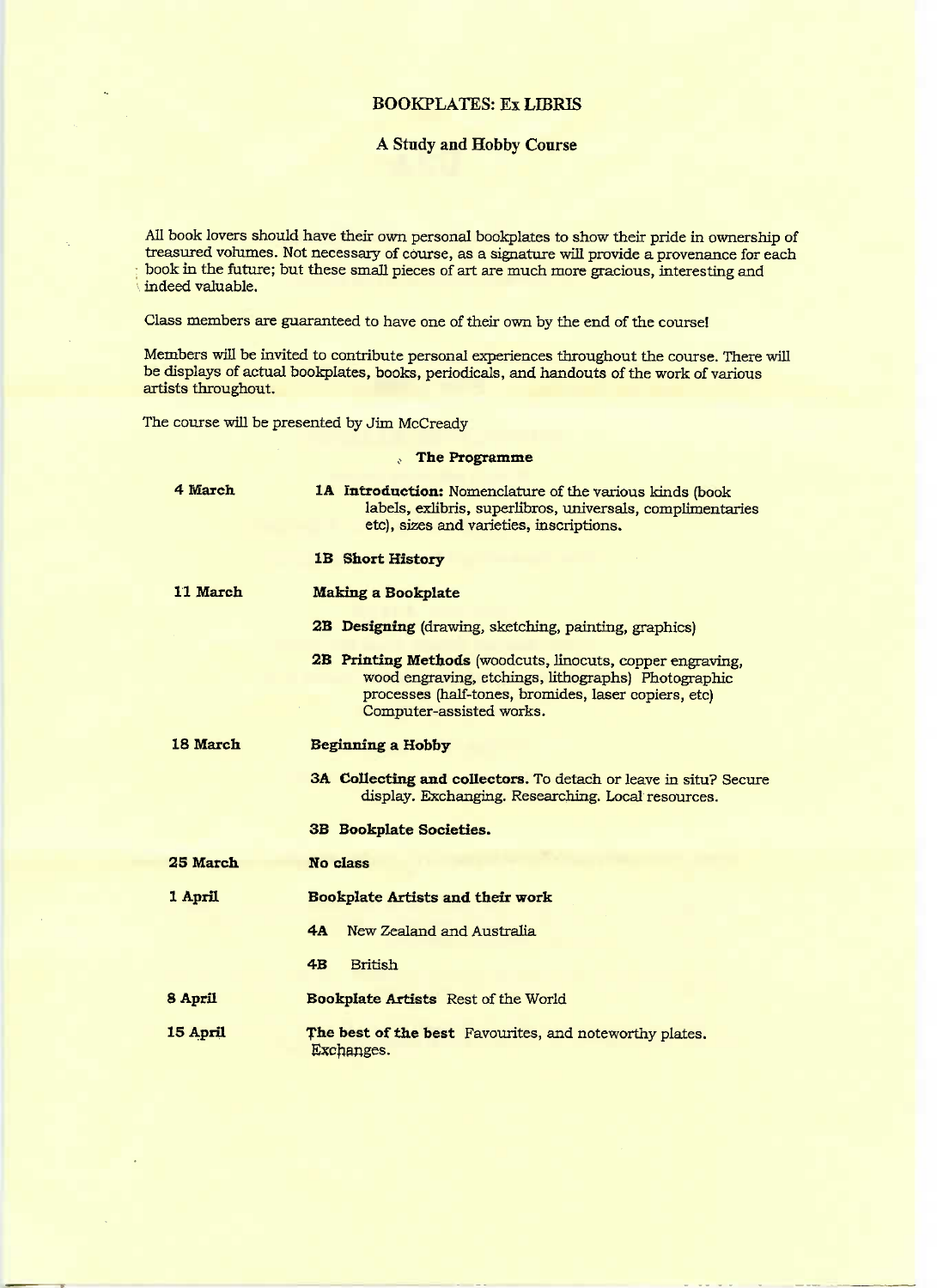# BOOKPLATES: Ex LIBRIS

## A Study and Hobby Course

All book lovers should have their own personal bookplates to show their pride in ownership of treasured volumes. Not necessary of course, as a signature will provide a provenance for each book in the future; but these small pieces of art are much more gracious, interesting and indeed valuable.

Class members are guaranteed to have one of their own by the end of the course!

Members will be invited to contribute personal experiences throughout the course. There will be displays of actual bookplates, books, periodicals, and handouts of the work of various artists throughout.

The course will be presented by Jim McCready

### The Programme

**4 March**

**1A Introduction:** Nomenclature of the various kinds (book labels, exlibris, superlibros, universals, complimentaries etc), sizes and varieties, inscriptions.

**1B Short History**

**11 March**

**Making a Bookplate**

**2B Designing** (drawing, sketching, painting, graphics)

**2B Printing Methods** (woodcuts, linocuts, copper engraving, wood engraving, etchings, lithographs) Photographic processes (half-tones, bromides, laser copiers, etc) Computer-assisted works.

**18 March**

**Beginning a Hobby**

**3A Collecting and collectors.** To detach or leave in situ? Secure display. Exchanging. Researching. Local resources.

**3B Bookplate Societies.**

**25 March**

**No class**

**1 April**

**Bookplate Artists and their work**

**4A** New Zealand and Australia

**4B** British

**8 April**

**Bookplate Artists** Rest of the World

**15 April**

**The best of the best** Favourites, and noteworthy plates. Exchanges.